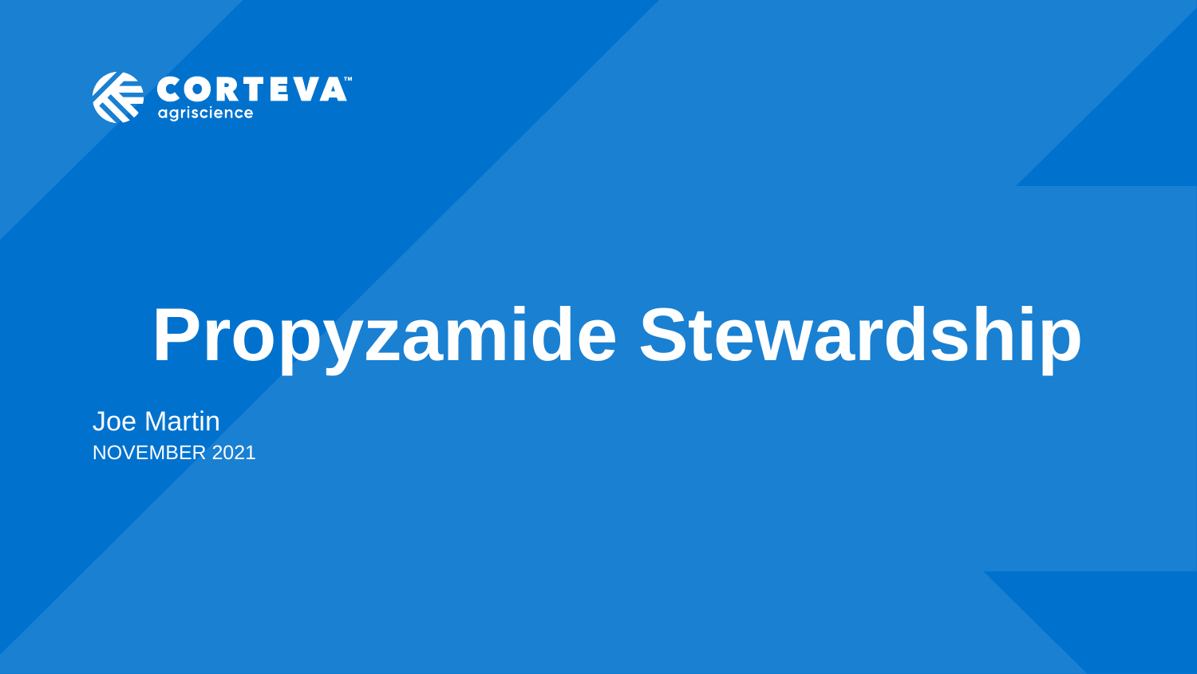CORTEVA agriscience

# Propyzamide Stewardship

Joe Martin

NOVEMBER 2021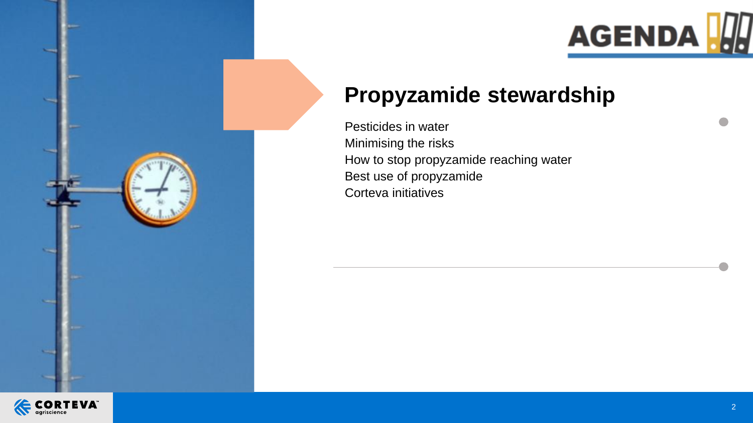# AGENDA

## Propyzamide stewardship

Pesticides in water
Minimising the risks
How to stop propyzamide reaching water
Best use of propyzamide
Corteva initiatives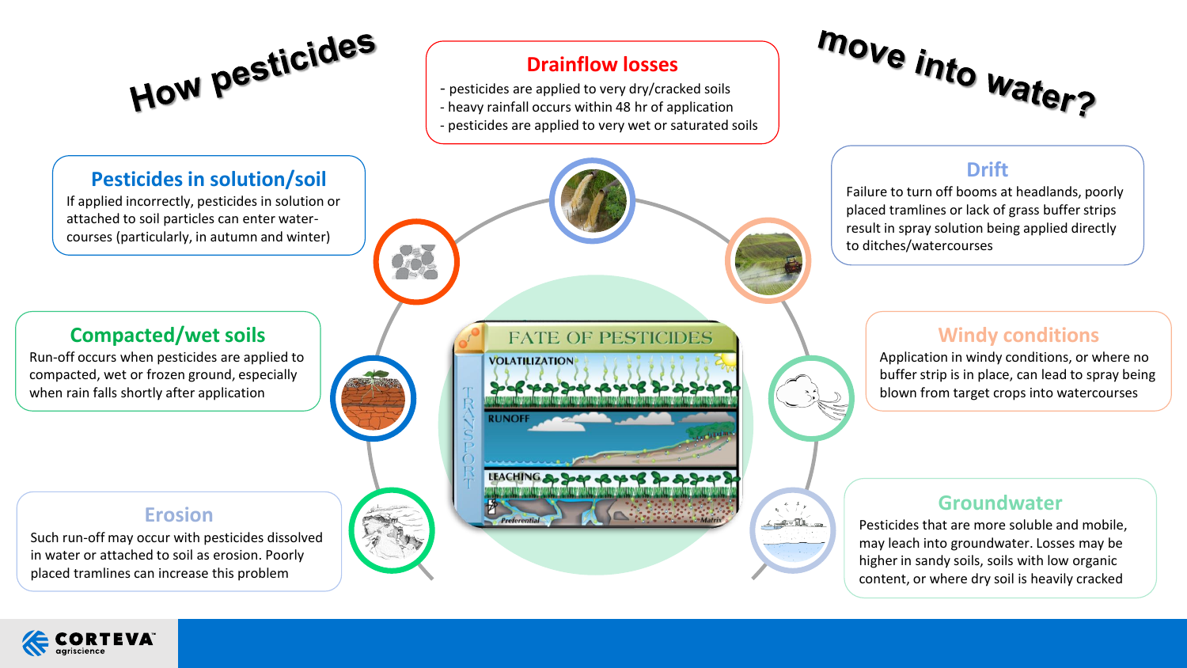# How pesticides move into water?

## Drainflow losses

- pesticides are applied to very dry/cracked soils
- heavy rainfall occurs within 48 hr of application
- pesticides are applied to very wet or saturated soils

## Pesticides in solution/soil

If applied incorrectly, pesticides in solution or attached to soil particles can enter water-courses (particularly, in autumn and winter)

## Compacted/wet soils

Run-off occurs when pesticides are applied to compacted, wet or frozen ground, especially when rain falls shortly after application

## Erosion

Such run-off may occur with pesticides dissolved in water or attached to soil as erosion. Poorly placed tramlines can increase this problem

## Drift

Failure to turn off booms at headlands, poorly placed tramlines or lack of grass buffer strips result in spray solution being applied directly to ditches/watercourses

## Windy conditions

Application in windy conditions, or where no buffer strip is in place, can lead to spray being blown from target crops into watercourses

## Groundwater

Pesticides that are more soluble and mobile, may leach into groundwater. Losses may be higher in sandy soils, soils with low organic content, or where dry soil is heavily cracked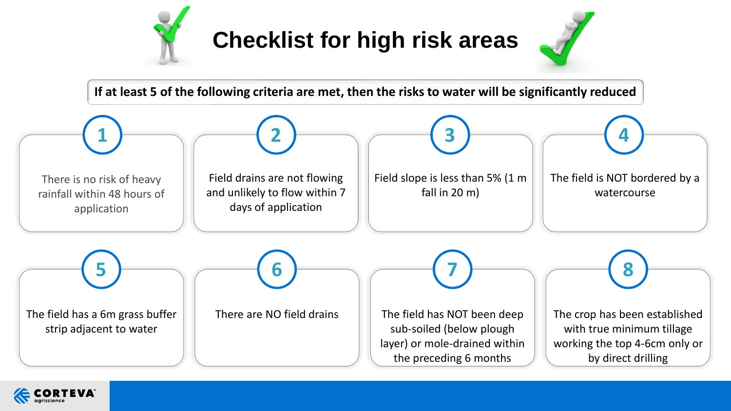# Checklist for high risk areas

**If at least 5 of the following criteria are met, then the risks to water will be significantly reduced**

1. There is no risk of heavy rainfall within 48 hours of application
2. Field drains are not flowing and unlikely to flow within 7 days of application
3. Field slope is less than 5% (1 m fall in 20 m)
4. The field is NOT bordered by a watercourse
5. The field has a 6m grass buffer strip adjacent to water
6. There are NO field drains
7. The field has NOT been deep sub-soiled (below plough layer) or mole-drained within the preceding 6 months
8. The crop has been established with true minimum tillage working the top 4-6cm only or by direct drilling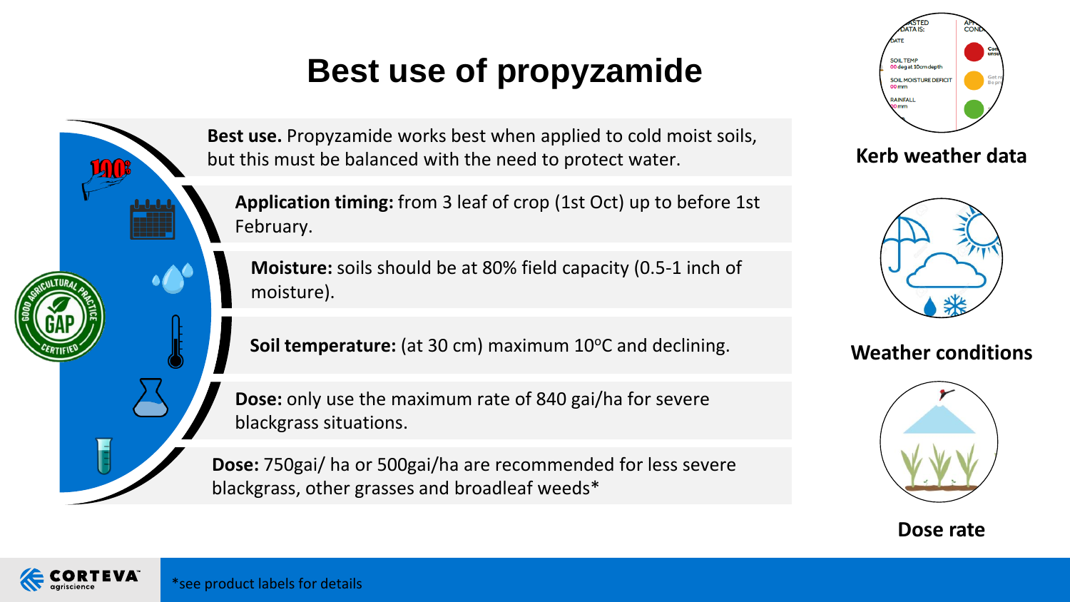# Best use of propyzamide

**Best use.** Propyzamide works best when applied to cold moist soils, but this must be balanced with the need to protect water.

**Application timing:** from 3 leaf of crop (1st Oct) up to before 1st February.

**Moisture:** soils should be at 80% field capacity (0.5-1 inch of moisture).

**Soil temperature:** (at 30 cm) maximum 10$^{o}$C and declining.

**Dose:** only use the maximum rate of 840 gai/ha for severe blackgrass situations.

**Dose:** 750gai/ ha or 500gai/ha are recommended for less severe blackgrass, other grasses and broadleaf weeds*

**Kerb weather data**

**Weather conditions**

**Dose rate**

*see product labels for details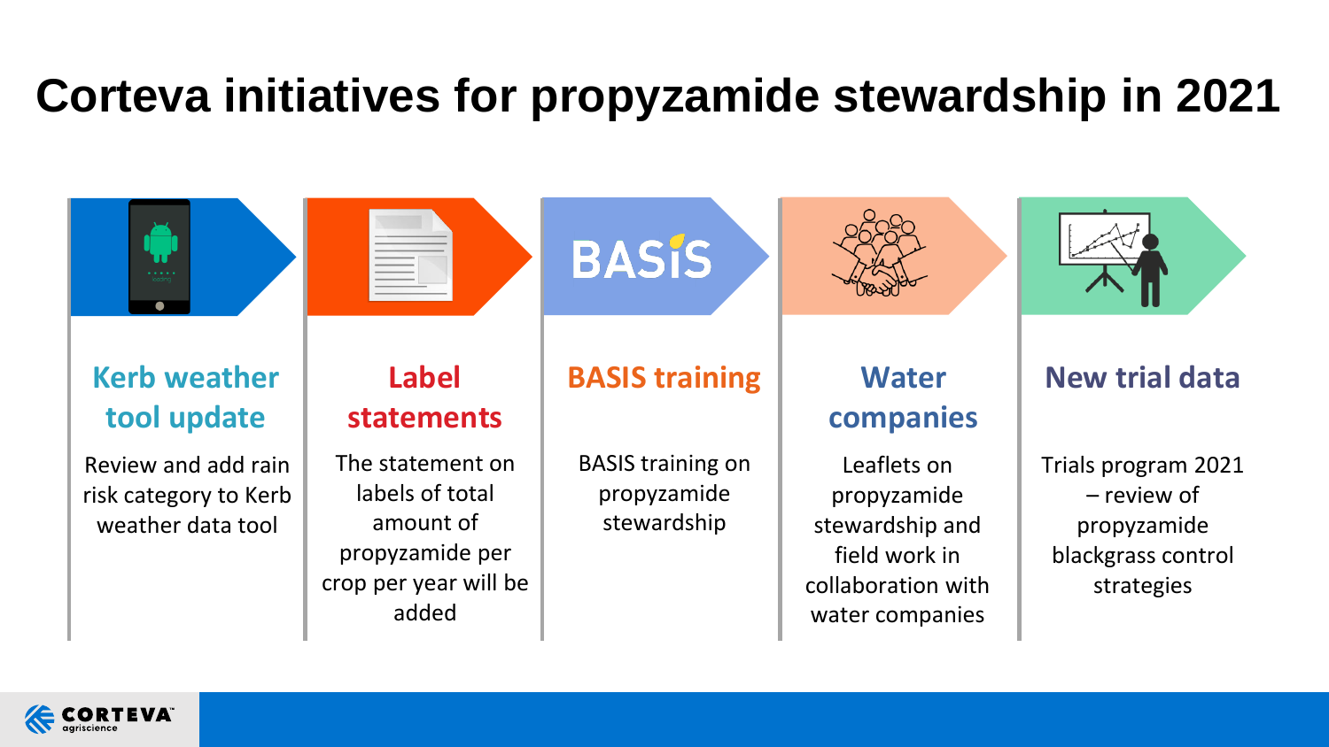# Corteva initiatives for propyzamide stewardship in 2021

### Kerb weather tool update

Review and add rain risk category to Kerb weather data tool

### Label statements

The statement on labels of total amount of propyzamide per crop per year will be added

### BASIS training

BASIS training on propyzamide stewardship

### Water companies

Leaflets on propyzamide stewardship and field work in collaboration with water companies

### New trial data

Trials program 2021 – review of propyzamide blackgrass control strategies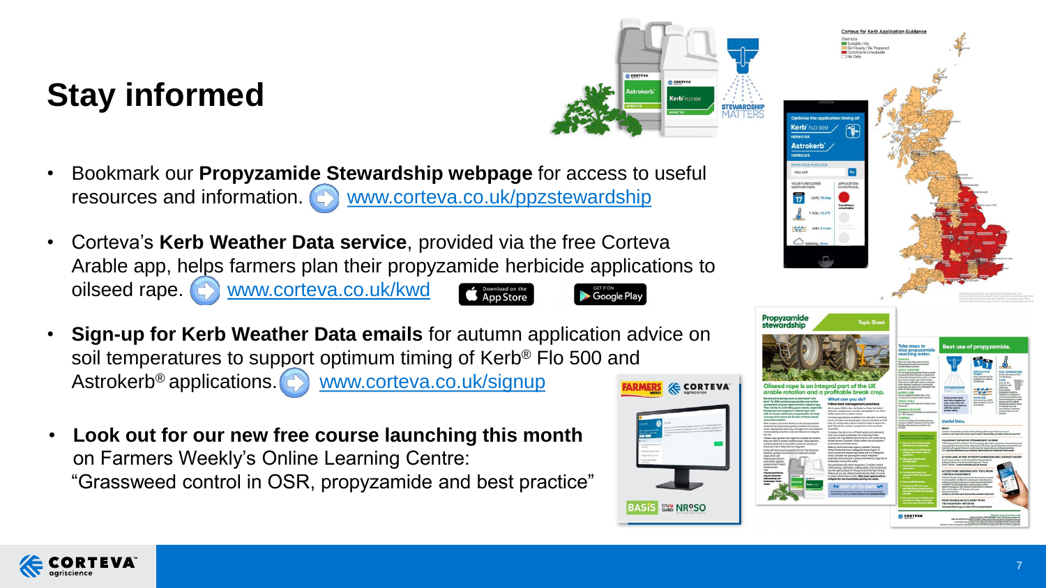# Stay informed

- Bookmark our **Propyzamide Stewardship webpage** for access to useful resources and information. www.corteva.co.uk/ppzstewardship
- Corteva's **Kerb Weather Data service**, provided via the free Corteva Arable app, helps farmers plan their propyzamide herbicide applications to oilseed rape. www.corteva.co.uk/kwd
- **Sign-up for Kerb Weather Data emails** for autumn application advice on soil temperatures to support optimum timing of Kerb® Flo 500 and Astrokerb® applications. www.corteva.co.uk/signup
- **Look out for our new free course launching this month** on Farmers Weekly's Online Learning Centre: "Grassweed control in OSR, propyzamide and best practice"